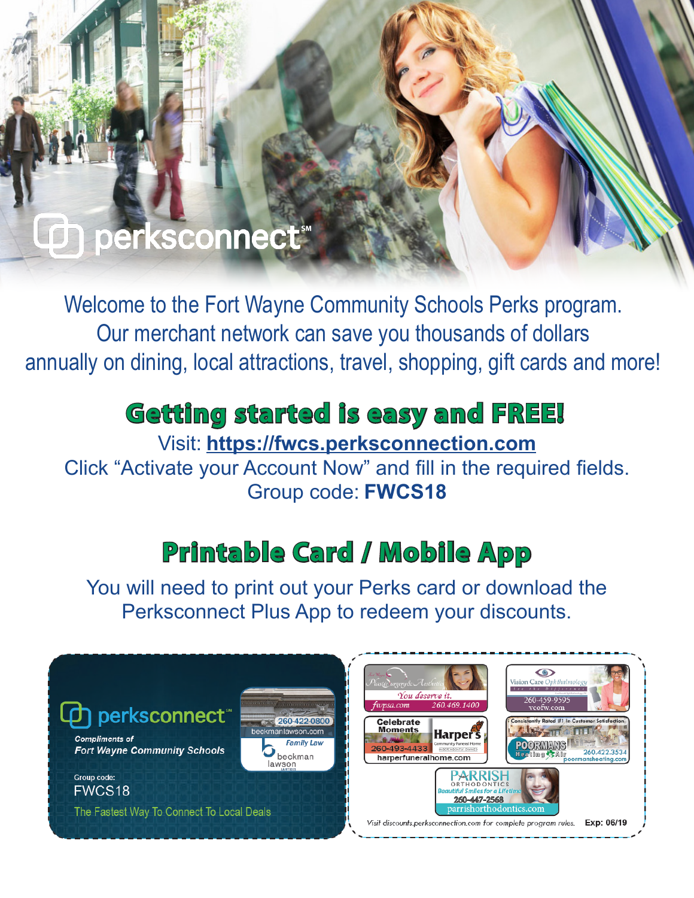perksconnect℠

Welcome to the Fort Wayne Community Schools Perks program. Our merchant network can save you thousands of dollars annually on dining, local attractions, travel, shopping, gift cards and more!

## Getting started is easy and FREE!

Visit: **https://fwcs.perksconnection.com**

Click "Activate your Account Now" and fill in the required fields.

Group code: **FWCS18**

## Printable Card / Mobile App

You will need to print out your Perks card or download the Perksconnect Plus App to redeem your discounts.

perksconnect℠

*Compliments of*
*Fort Wayne Community Schools*

Group code:
FWCS18

The Fastest Way To Connect To Local Deals

260-422-0800
beckmanlawson.com
*Family Law*
beckman lawson

Fort Wayne Plastic Surgery & Aesthetics
*You deserve it.*
fwpsa.com 260.469.1400

Vision Care Ophthalmology
See the Difference
260-459-9595
vcofw.com

Celebrate Moments
Harper's
Community Funeral Home
260-493-4433
harperfuneralhome.com

Consistently Rated #1 In Customer Satisfaction.
POORMANS
Heating & Air
260.422.3534
poormansheating.com

PARRISH ORTHODONTICS
*Beautiful Smiles for a Lifetime*
260-447-2568
parrishorthodontics.com

*Visit discounts.perksconnection.com for complete program rules.* **Exp: 06/19**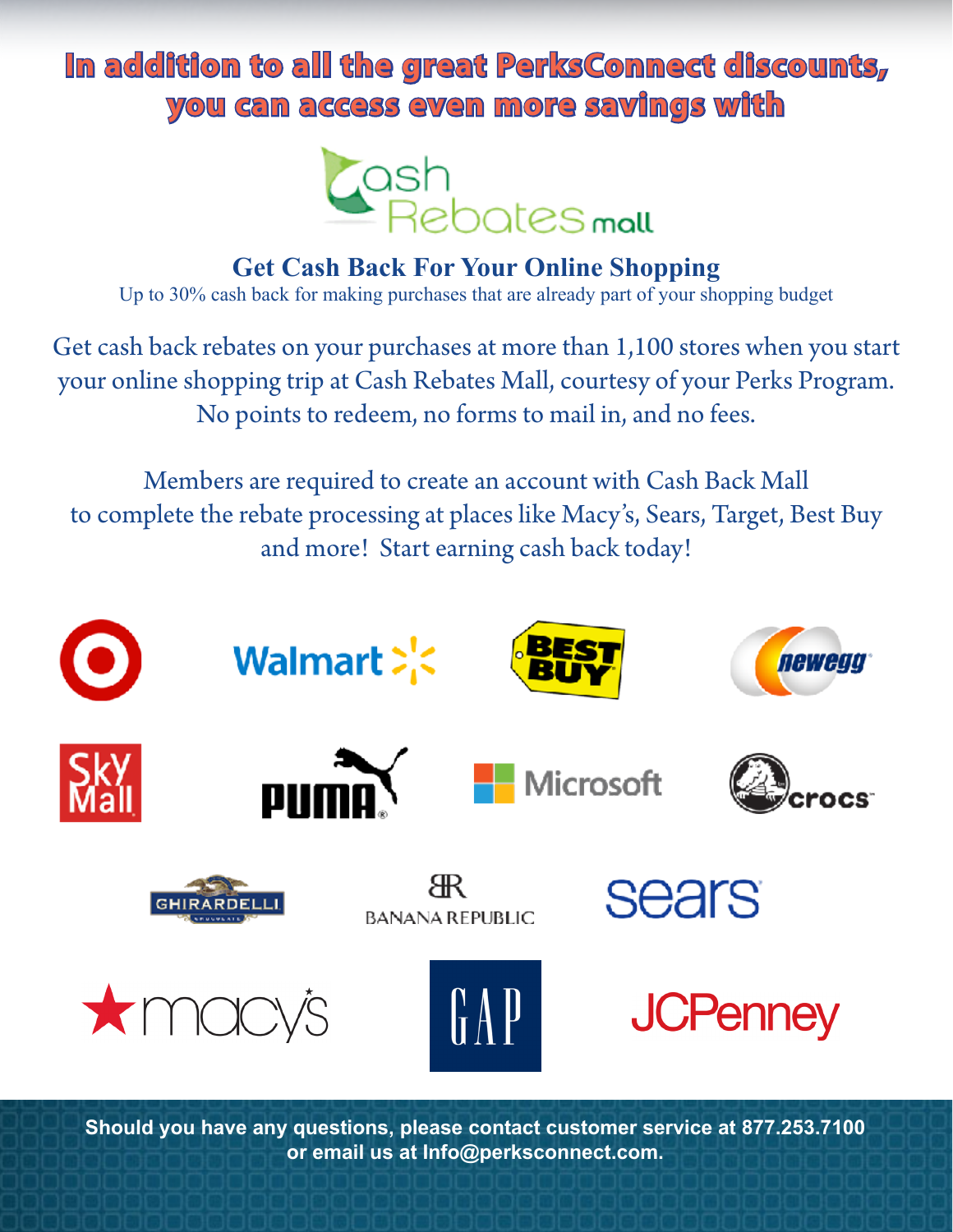# In addition to all the great PerksConnect discounts, you can access even more savings with

Cash Rebates mall

## Get Cash Back For Your Online Shopping

Up to 30% cash back for making purchases that are already part of your shopping budget

Get cash back rebates on your purchases at more than 1,100 stores when you start your online shopping trip at Cash Rebates Mall, courtesy of your Perks Program. No points to redeem, no forms to mail in, and no fees.

Members are required to create an account with Cash Back Mall to complete the rebate processing at places like Macy's, Sears, Target, Best Buy and more! Start earning cash back today!

**Should you have any questions, please contact customer service at 877.253.7100 or email us at Info@perksconnect.com.**